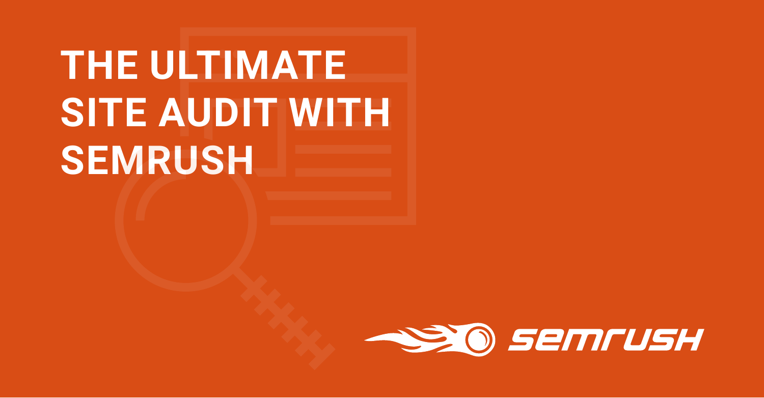# THE ULTIMATE SITE AUDIT WITH SEMRUSH

SEMRUSH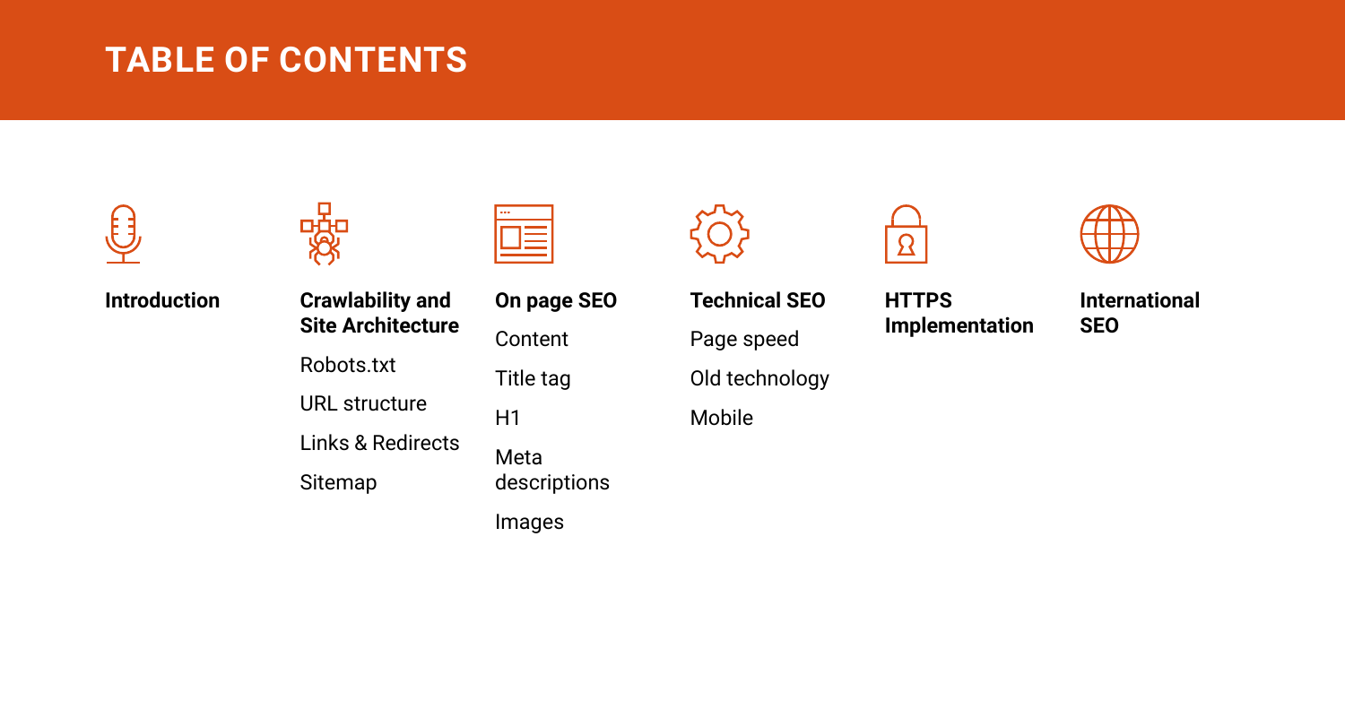# TABLE OF CONTENTS

**Introduction**

**Crawlability and Site Architecture**

- Robots.txt
- URL structure
- Links & Redirects
- Sitemap

**On page SEO**

- Content
- Title tag
- H1
- Meta descriptions
- Images

**Technical SEO**

- Page speed
- Old technology
- Mobile

**HTTPS Implementation**

**International SEO**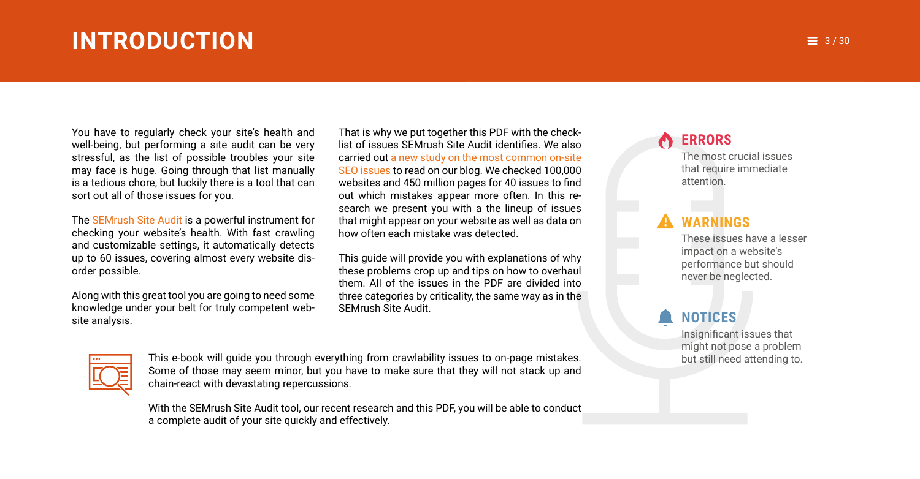# INTRODUCTION

You have to regularly check your site's health and well-being, but performing a site audit can be very stressful, as the list of possible troubles your site may face is huge. Going through that list manually is a tedious chore, but luckily there is a tool that can sort out all of those issues for you.

The SEMrush Site Audit is a powerful instrument for checking your website's health. With fast crawling and customizable settings, it automatically detects up to 60 issues, covering almost every website disorder possible.

Along with this great tool you are going to need some knowledge under your belt for truly competent website analysis.

That is why we put together this PDF with the checklist of issues SEMrush Site Audit identifies. We also carried out a new study on the most common on-site SEO issues to read on our blog. We checked 100,000 websites and 450 million pages for 40 issues to find out which mistakes appear more often. In this research we present you with a the lineup of issues that might appear on your website as well as data on how often each mistake was detected.

This guide will provide you with explanations of why these problems crop up and tips on how to overhaul them. All of the issues in the PDF are divided into three categories by criticality, the same way as in the SEMrush Site Audit.

### ERRORS

The most crucial issues that require immediate attention.

### WARNINGS

These issues have a lesser impact on a website's performance but should never be neglected.

### NOTICES

Insignificant issues that might not pose a problem but still need attending to.

This e-book will guide you through everything from crawlability issues to on-page mistakes. Some of those may seem minor, but you have to make sure that they will not stack up and chain-react with devastating repercussions.

With the SEMrush Site Audit tool, our recent research and this PDF, you will be able to conduct a complete audit of your site quickly and effectively.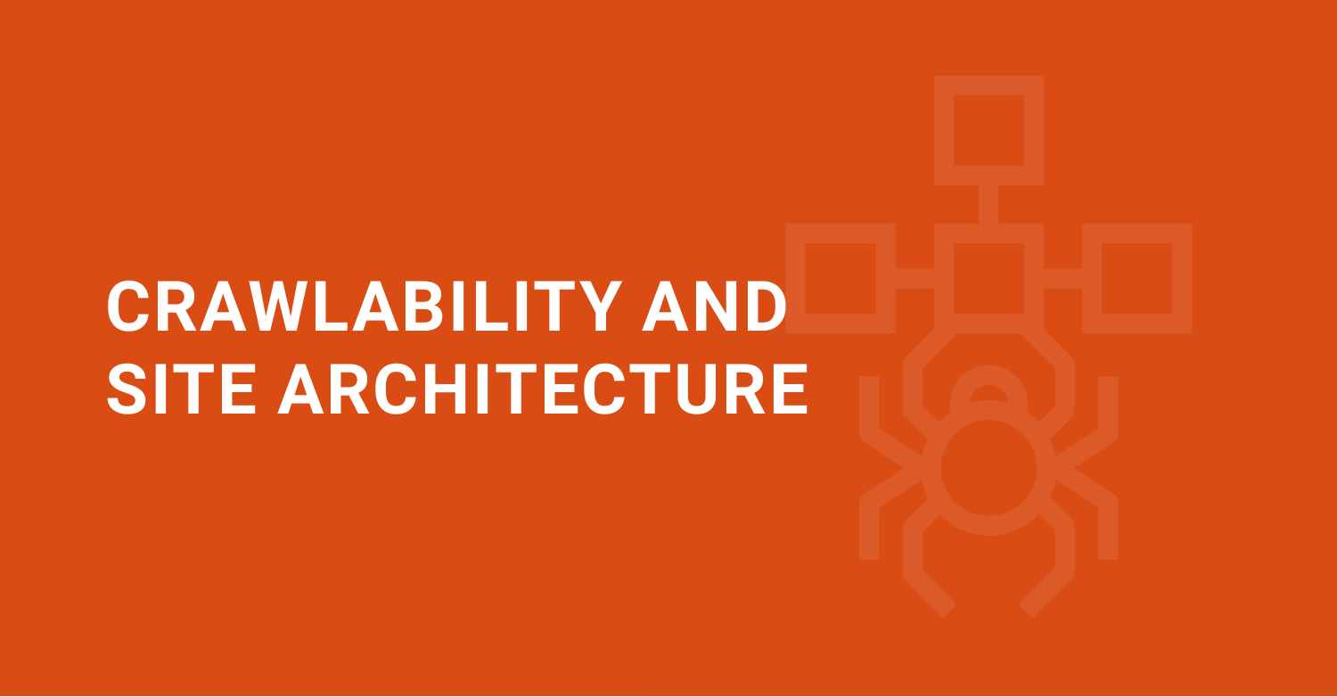# CRAWLABILITY AND SITE ARCHITECTURE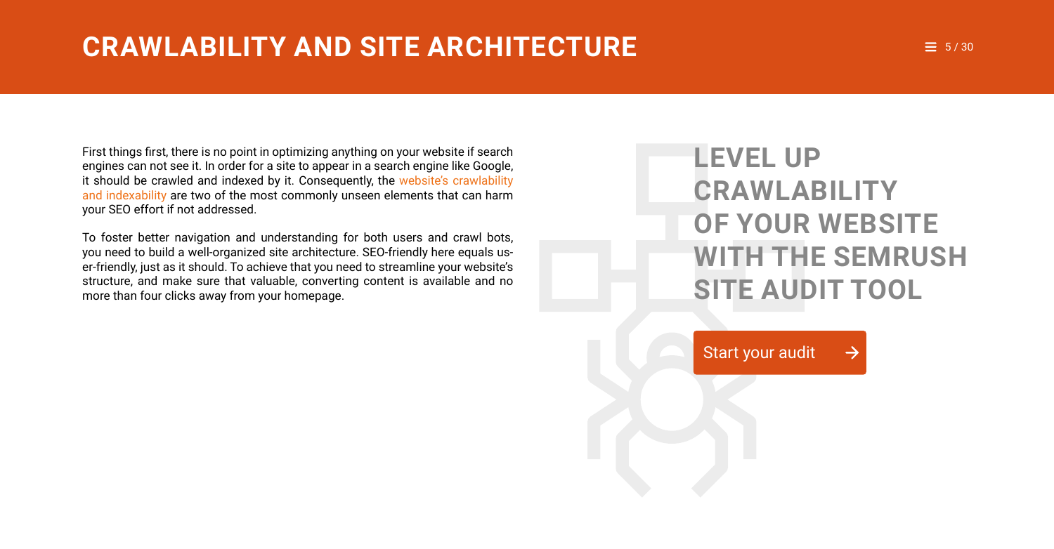# CRAWLABILITY AND SITE ARCHITECTURE

First things first, there is no point in optimizing anything on your website if search engines can not see it. In order for a site to appear in a search engine like Google, it should be crawled and indexed by it. Consequently, the website's crawlability and indexability are two of the most commonly unseen elements that can harm your SEO effort if not addressed.

To foster better navigation and understanding for both users and crawl bots, you need to build a well-organized site architecture. SEO-friendly here equals user-friendly, just as it should. To achieve that you need to streamline your website's structure, and make sure that valuable, converting content is available and no more than four clicks away from your homepage.

## LEVEL UP CRAWLABILITY OF YOUR WEBSITE WITH THE SEMRUSH SITE AUDIT TOOL

Start your audit →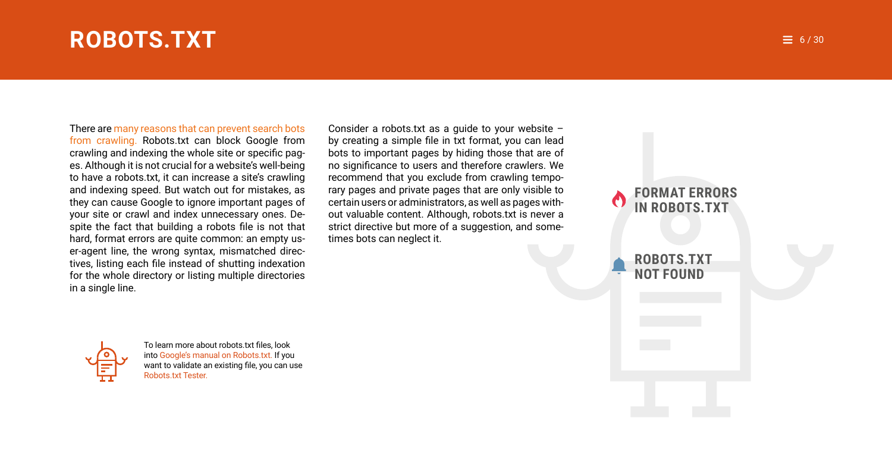# ROBOTS.TXT

There are many reasons that can prevent search bots from crawling. Robots.txt can block Google from crawling and indexing the whole site or specific pages. Although it is not crucial for a website's well-being to have a robots.txt, it can increase a site's crawling and indexing speed. But watch out for mistakes, as they can cause Google to ignore important pages of your site or crawl and index unnecessary ones. Despite the fact that building a robots file is not that hard, format errors are quite common: an empty user-agent line, the wrong syntax, mismatched directives, listing each file instead of shutting indexation for the whole directory or listing multiple directories in a single line.

Consider a robots.txt as a guide to your website – by creating a simple file in txt format, you can lead bots to important pages by hiding those that are of no significance to users and therefore crawlers. We recommend that you exclude from crawling temporary pages and private pages that are only visible to certain users or administrators, as well as pages without valuable content. Although, robots.txt is never a strict directive but more of a suggestion, and sometimes bots can neglect it.

**FORMAT ERRORS IN ROBOTS.TXT**

**ROBOTS.TXT NOT FOUND**

To learn more about robots.txt files, look into Google's manual on Robots.txt. If you want to validate an existing file, you can use Robots.txt Tester.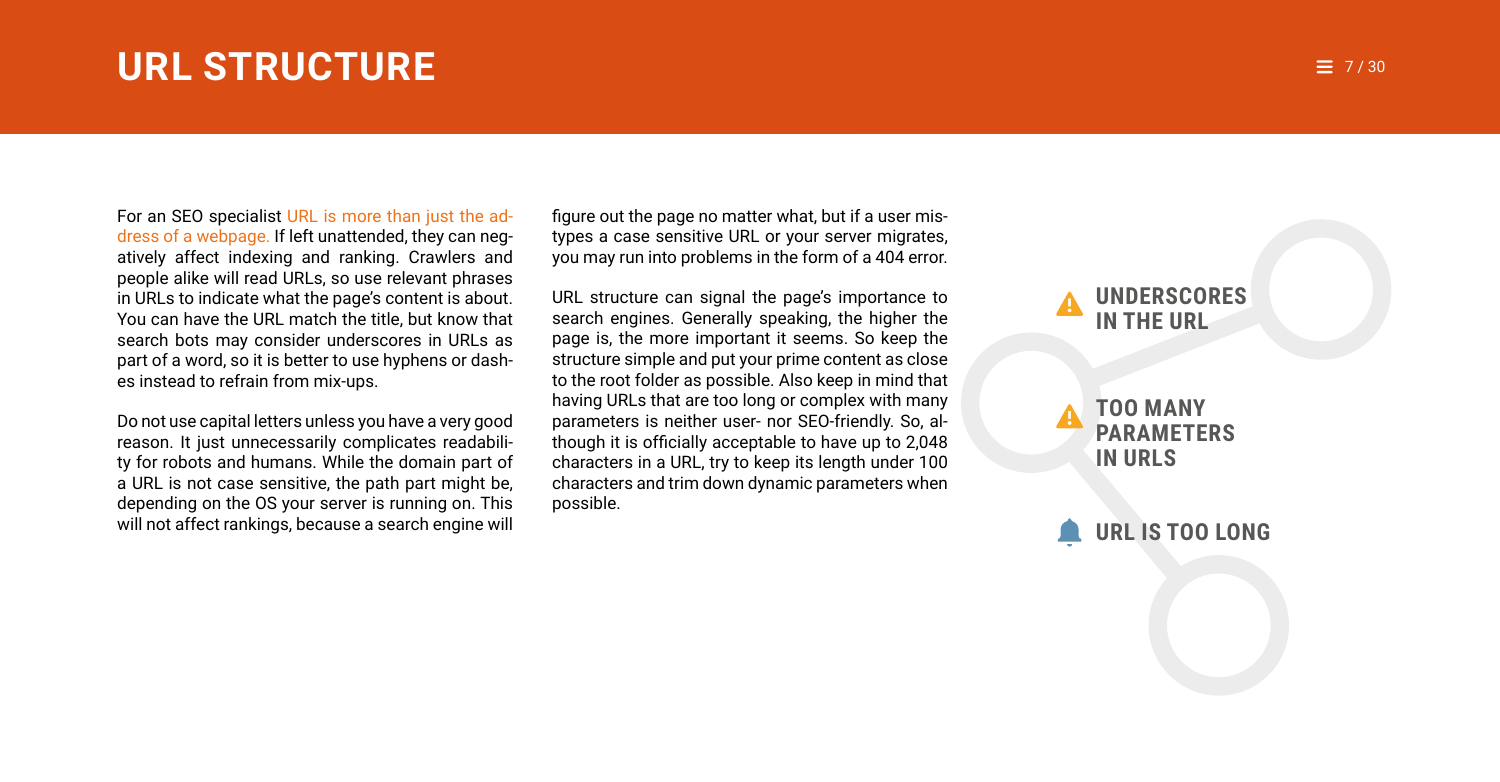# URL STRUCTURE

For an SEO specialist URL is more than just the address of a webpage. If left unattended, they can negatively affect indexing and ranking. Crawlers and people alike will read URLs, so use relevant phrases in URLs to indicate what the page's content is about. You can have the URL match the title, but know that search bots may consider underscores in URLs as part of a word, so it is better to use hyphens or dashes instead to refrain from mix-ups.

Do not use capital letters unless you have a very good reason. It just unnecessarily complicates readability for robots and humans. While the domain part of a URL is not case sensitive, the path part might be, depending on the OS your server is running on. This will not affect rankings, because a search engine will figure out the page no matter what, but if a user mistypes a case sensitive URL or your server migrates, you may run into problems in the form of a 404 error.

URL structure can signal the page's importance to search engines. Generally speaking, the higher the page is, the more important it seems. So keep the structure simple and put your prime content as close to the root folder as possible. Also keep in mind that having URLs that are too long or complex with many parameters is neither user- nor SEO-friendly. So, although it is officially acceptable to have up to 2,048 characters in a URL, try to keep its length under 100 characters and trim down dynamic parameters when possible.

**UNDERSCORES IN THE URL**

**TOO MANY PARAMETERS IN URLS**

**URL IS TOO LONG**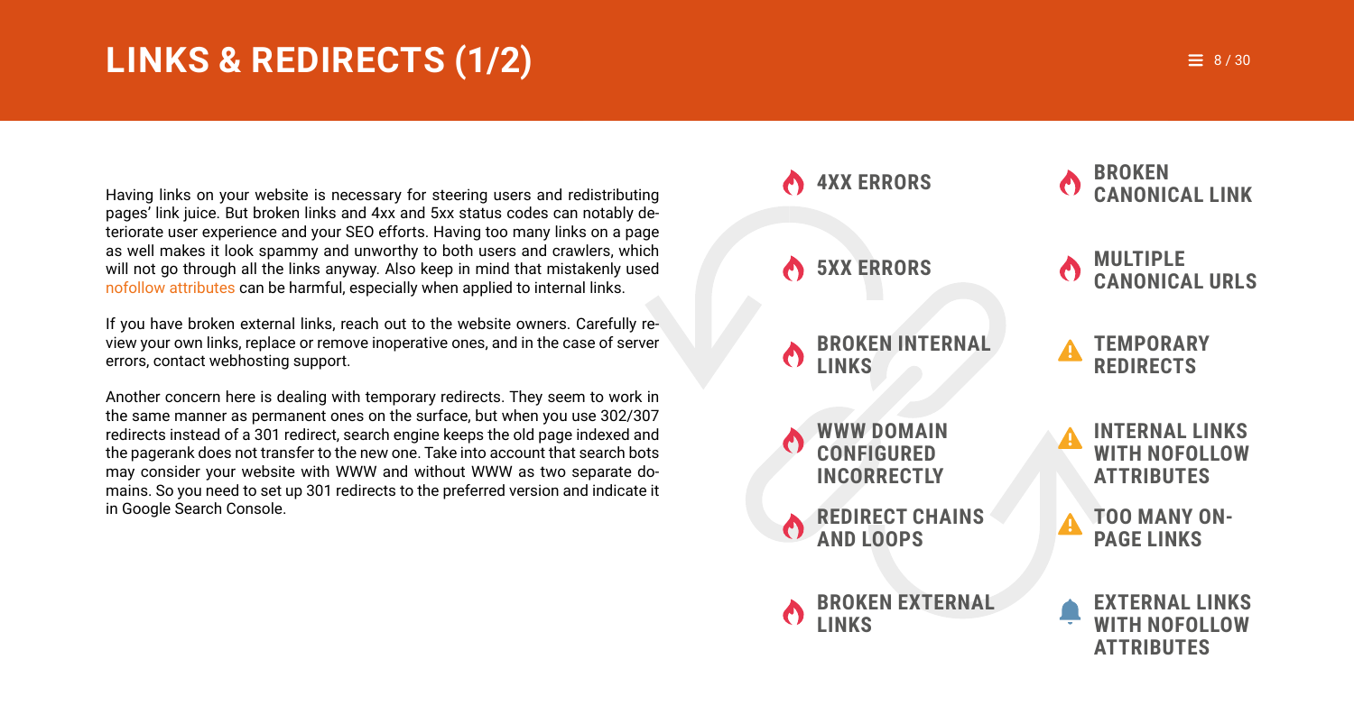# LINKS & REDIRECTS (1/2)

Having links on your website is necessary for steering users and redistributing pages' link juice. But broken links and 4xx and 5xx status codes can notably deteriorate user experience and your SEO efforts. Having too many links on a page as well makes it look spammy and unworthy to both users and crawlers, which will not go through all the links anyway. Also keep in mind that mistakenly used nofollow attributes can be harmful, especially when applied to internal links.

If you have broken external links, reach out to the website owners. Carefully review your own links, replace or remove inoperative ones, and in the case of server errors, contact webhosting support.

Another concern here is dealing with temporary redirects. They seem to work in the same manner as permanent ones on the surface, but when you use 302/307 redirects instead of a 301 redirect, search engine keeps the old page indexed and the pagerank does not transfer to the new one. Take into account that search bots may consider your website with WWW and without WWW as two separate domains. So you need to set up 301 redirects to the preferred version and indicate it in Google Search Console.

- **4XX ERRORS**
- **5XX ERRORS**
- **BROKEN INTERNAL LINKS**
- **WWW DOMAIN CONFIGURED INCORRECTLY**
- **REDIRECT CHAINS AND LOOPS**
- **BROKEN EXTERNAL LINKS**
- **BROKEN CANONICAL LINK**
- **MULTIPLE CANONICAL URLS**
- **TEMPORARY REDIRECTS**
- **INTERNAL LINKS WITH NOFOLLOW ATTRIBUTES**
- **TOO MANY ON-PAGE LINKS**
- **EXTERNAL LINKS WITH NOFOLLOW ATTRIBUTES**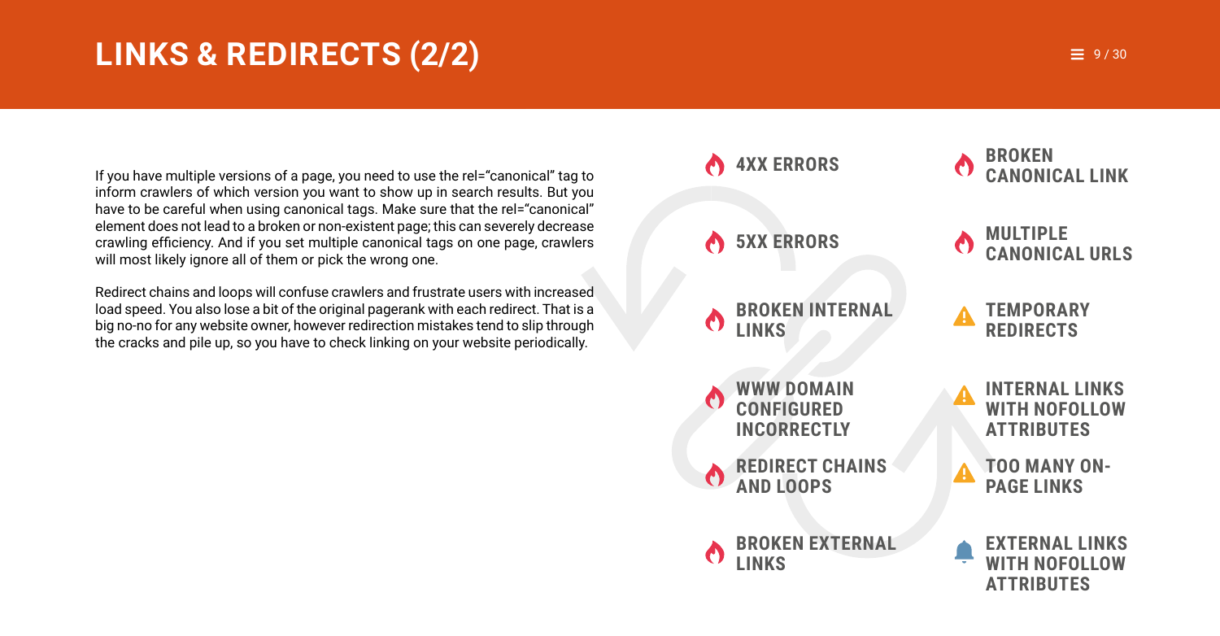# LINKS & REDIRECTS (2/2)

If you have multiple versions of a page, you need to use the rel="canonical" tag to inform crawlers of which version you want to show up in search results. But you have to be careful when using canonical tags. Make sure that the rel="canonical" element does not lead to a broken or non-existent page; this can severely decrease crawling efficiency. And if you set multiple canonical tags on one page, crawlers will most likely ignore all of them or pick the wrong one.

Redirect chains and loops will confuse crawlers and frustrate users with increased load speed. You also lose a bit of the original pagerank with each redirect. That is a big no-no for any website owner, however redirection mistakes tend to slip through the cracks and pile up, so you have to check linking on your website periodically.

- **4XX ERRORS**
- **5XX ERRORS**
- **BROKEN INTERNAL LINKS**
- **WWW DOMAIN CONFIGURED INCORRECTLY**
- **REDIRECT CHAINS AND LOOPS**
- **BROKEN EXTERNAL LINKS**
- **BROKEN CANONICAL LINK**
- **MULTIPLE CANONICAL URLS**
- **TEMPORARY REDIRECTS**
- **INTERNAL LINKS WITH NOFOLLOW ATTRIBUTES**
- **TOO MANY ON-PAGE LINKS**
- **EXTERNAL LINKS WITH NOFOLLOW ATTRIBUTES**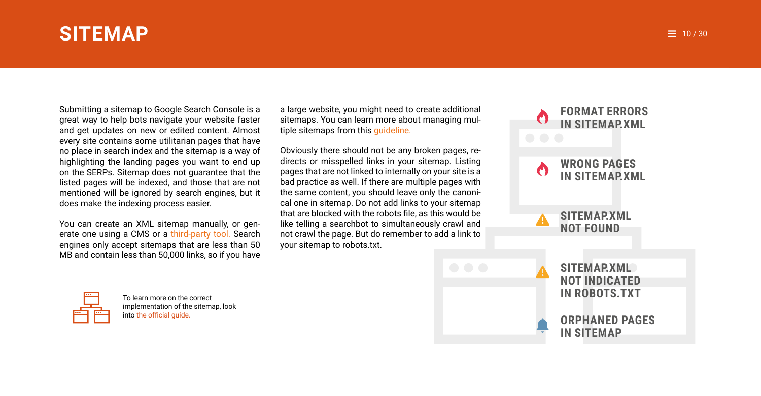# SITEMAP

Submitting a sitemap to Google Search Console is a great way to help bots navigate your website faster and get updates on new or edited content. Almost every site contains some utilitarian pages that have no place in search index and the sitemap is a way of highlighting the landing pages you want to end up on the SERPs. Sitemap does not guarantee that the listed pages will be indexed, and those that are not mentioned will be ignored by search engines, but it does make the indexing process easier.

You can create an XML sitemap manually, or generate one using a CMS or a third-party tool. Search engines only accept sitemaps that are less than 50 MB and contain less than 50,000 links, so if you have a large website, you might need to create additional sitemaps. You can learn more about managing multiple sitemaps from this guideline.

Obviously there should not be any broken pages, redirects or misspelled links in your sitemap. Listing pages that are not linked to internally on your site is a bad practice as well. If there are multiple pages with the same content, you should leave only the canonical one in sitemap. Do not add links to your sitemap that are blocked with the robots file, as this would be like telling a searchbot to simultaneously crawl and not crawl the page. But do remember to add a link to your sitemap to robots.txt.

To learn more on the correct implementation of the sitemap, look into the official guide.

**FORMAT ERRORS IN SITEMAP.XML**

**WRONG PAGES IN SITEMAP.XML**

**SITEMAP.XML NOT FOUND**

**SITEMAP.XML NOT INDICATED IN ROBOTS.TXT**

**ORPHANED PAGES IN SITEMAP**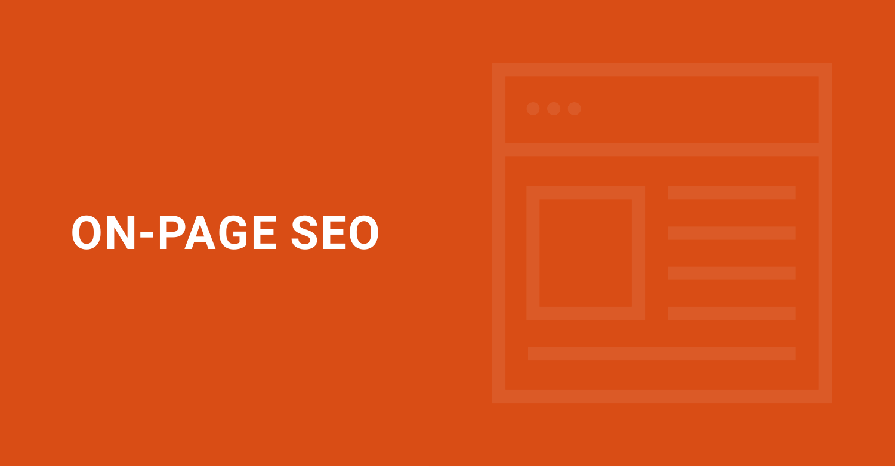# ON-PAGE SEO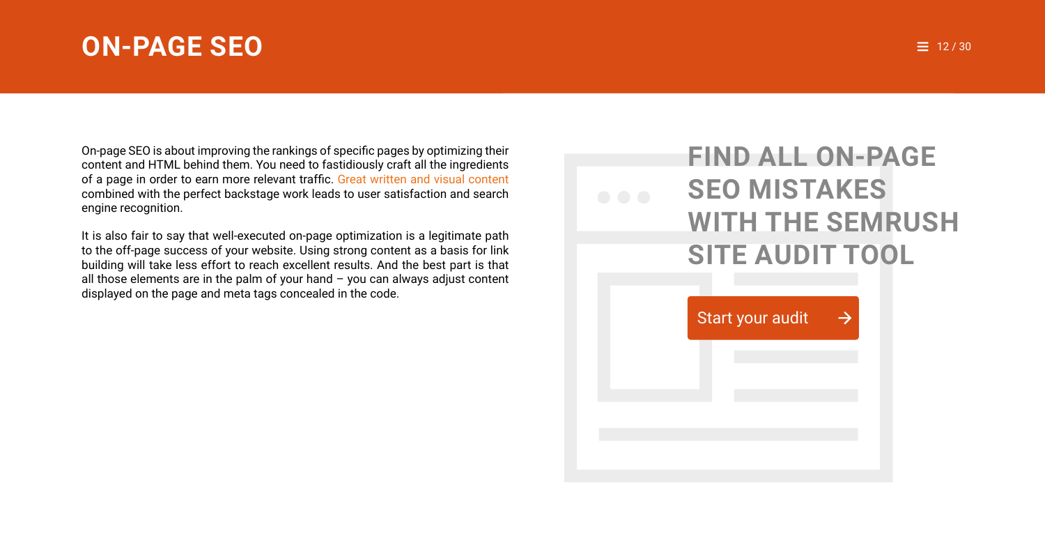# ON-PAGE SEO

On-page SEO is about improving the rankings of specific pages by optimizing their content and HTML behind them. You need to fastidiously craft all the ingredients of a page in order to earn more relevant traffic. Great written and visual content combined with the perfect backstage work leads to user satisfaction and search engine recognition.

It is also fair to say that well-executed on-page optimization is a legitimate path to the off-page success of your website. Using strong content as a basis for link building will take less effort to reach excellent results. And the best part is that all those elements are in the palm of your hand – you can always adjust content displayed on the page and meta tags concealed in the code.

## FIND ALL ON-PAGE SEO MISTAKES WITH THE SEMRUSH SITE AUDIT TOOL

Start your audit →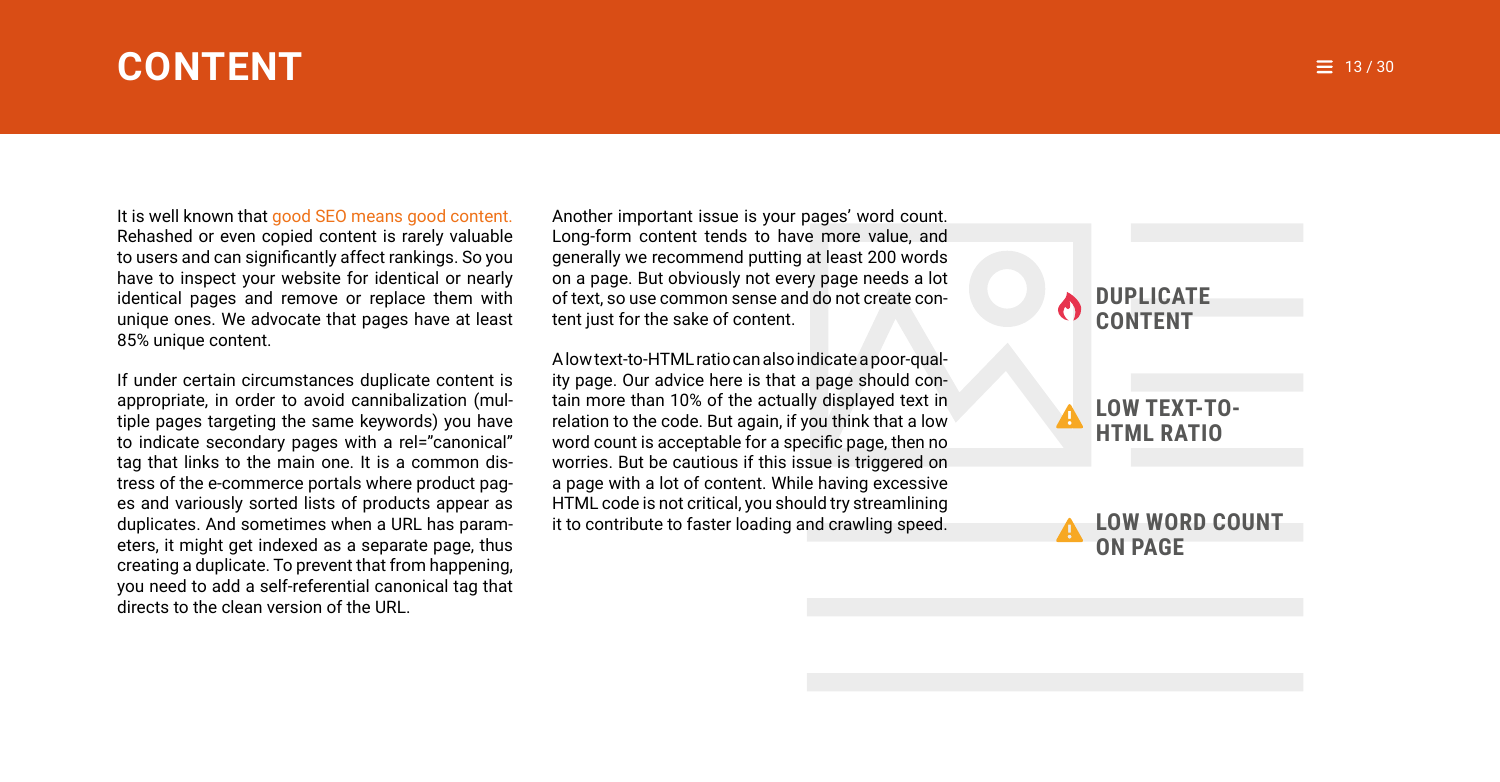# CONTENT

It is well known that good SEO means good content. Rehashed or even copied content is rarely valuable to users and can significantly affect rankings. So you have to inspect your website for identical or nearly identical pages and remove or replace them with unique ones. We advocate that pages have at least 85% unique content.

If under certain circumstances duplicate content is appropriate, in order to avoid cannibalization (multiple pages targeting the same keywords) you have to indicate secondary pages with a rel="canonical" tag that links to the main one. It is a common distress of the e-commerce portals where product pages and variously sorted lists of products appear as duplicates. And sometimes when a URL has parameters, it might get indexed as a separate page, thus creating a duplicate. To prevent that from happening, you need to add a self-referential canonical tag that directs to the clean version of the URL.

Another important issue is your pages' word count. Long-form content tends to have more value, and generally we recommend putting at least 200 words on a page. But obviously not every page needs a lot of text, so use common sense and do not create content just for the sake of content.

A low text-to-HTML ratio can also indicate a poor-quality page. Our advice here is that a page should contain more than 10% of the actually displayed text in relation to the code. But again, if you think that a low word count is acceptable for a specific page, then no worries. But be cautious if this issue is triggered on a page with a lot of content. While having excessive HTML code is not critical, you should try streamlining it to contribute to faster loading and crawling speed.

**DUPLICATE CONTENT**

**LOW TEXT-TO-HTML RATIO**

**LOW WORD COUNT ON PAGE**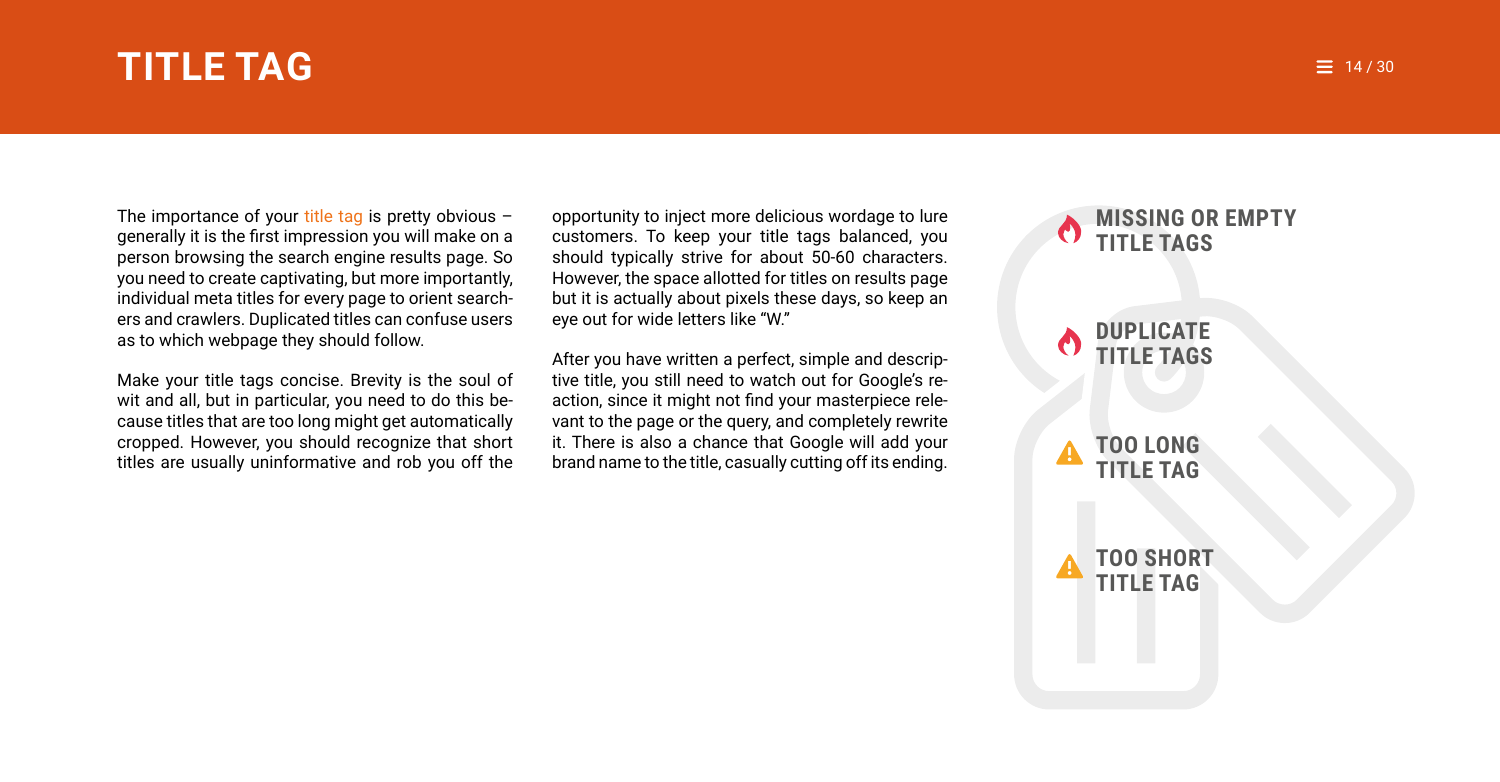# TITLE TAG

The importance of your title tag is pretty obvious – generally it is the first impression you will make on a person browsing the search engine results page. So you need to create captivating, but more importantly, individual meta titles for every page to orient searchers and crawlers. Duplicated titles can confuse users as to which webpage they should follow.

Make your title tags concise. Brevity is the soul of wit and all, but in particular, you need to do this because titles that are too long might get automatically cropped. However, you should recognize that short titles are usually uninformative and rob you off the opportunity to inject more delicious wordage to lure customers. To keep your title tags balanced, you should typically strive for about 50-60 characters. However, the space allotted for titles on results page but it is actually about pixels these days, so keep an eye out for wide letters like "W."

After you have written a perfect, simple and descriptive title, you still need to watch out for Google's reaction, since it might not find your masterpiece relevant to the page or the query, and completely rewrite it. There is also a chance that Google will add your brand name to the title, casually cutting off its ending.

- **MISSING OR EMPTY TITLE TAGS**
- **DUPLICATE TITLE TAGS**
- **TOO LONG TITLE TAG**
- **TOO SHORT TITLE TAG**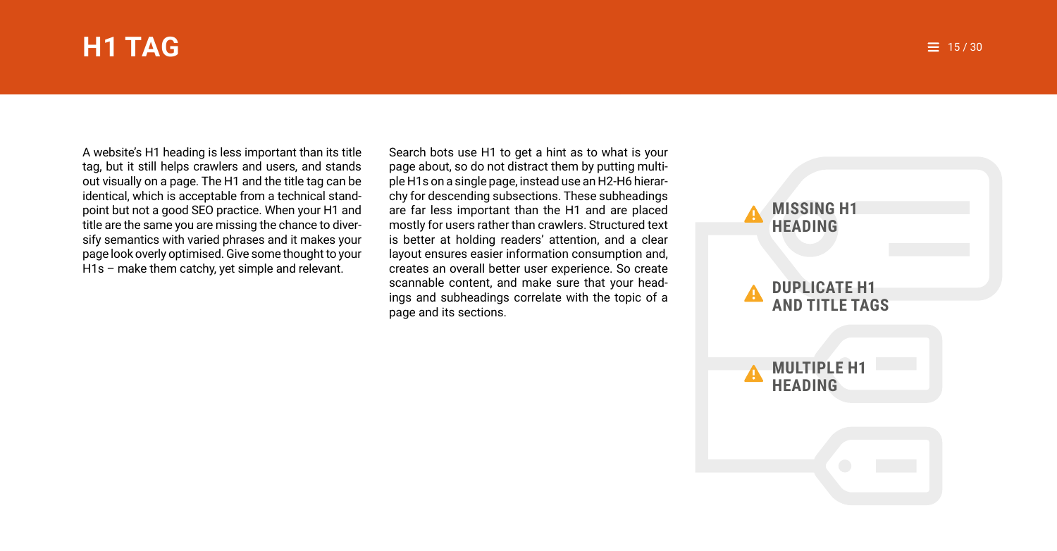# H1 TAG

A website's H1 heading is less important than its title tag, but it still helps crawlers and users, and stands out visually on a page. The H1 and the title tag can be identical, which is acceptable from a technical standpoint but not a good SEO practice. When your H1 and title are the same you are missing the chance to diversify semantics with varied phrases and it makes your page look overly optimised. Give some thought to your H1s – make them catchy, yet simple and relevant.

Search bots use H1 to get a hint as to what is your page about, so do not distract them by putting multiple H1s on a single page, instead use an H2-H6 hierarchy for descending subsections. These subheadings are far less important than the H1 and are placed mostly for users rather than crawlers. Structured text is better at holding readers' attention, and a clear layout ensures easier information consumption and, creates an overall better user experience. So create scannable content, and make sure that your headings and subheadings correlate with the topic of a page and its sections.

- **MISSING H1 HEADING**
- **DUPLICATE H1 AND TITLE TAGS**
- **MULTIPLE H1 HEADING**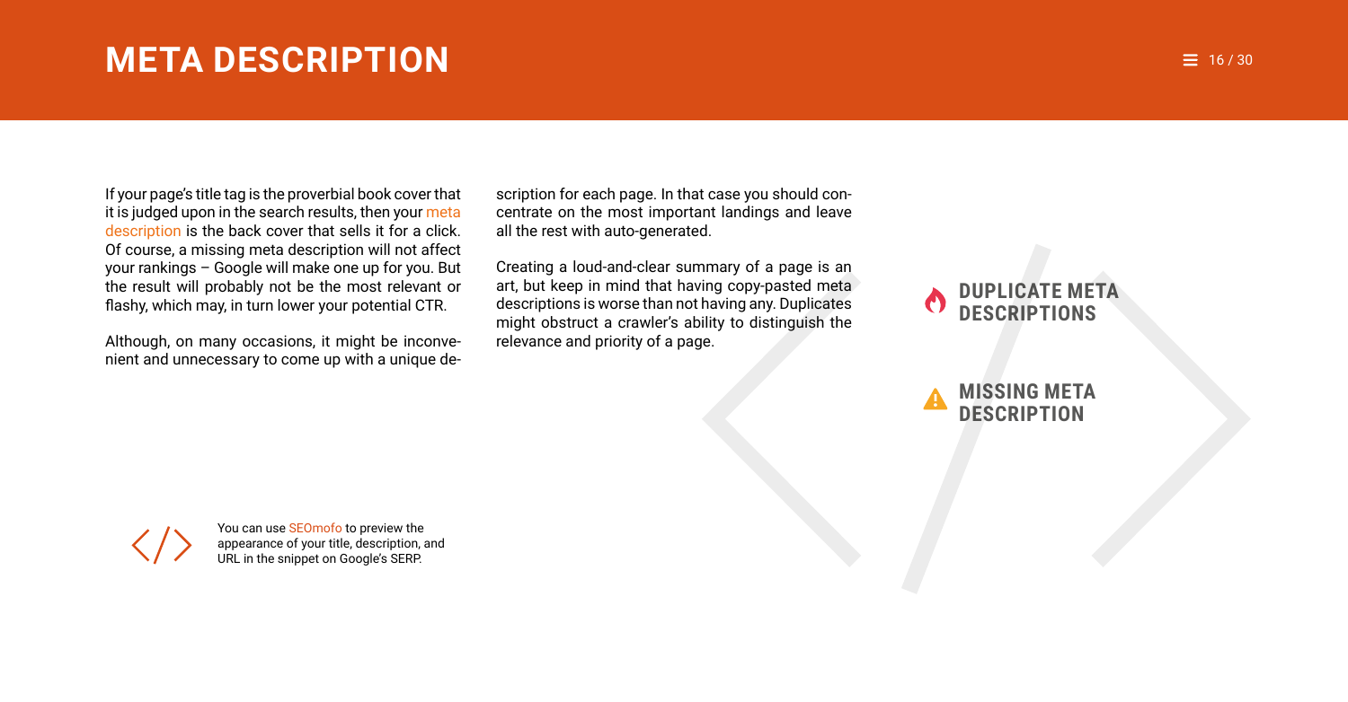# META DESCRIPTION

If your page's title tag is the proverbial book cover that it is judged upon in the search results, then your meta description is the back cover that sells it for a click. Of course, a missing meta description will not affect your rankings – Google will make one up for you. But the result will probably not be the most relevant or flashy, which may, in turn lower your potential CTR.

Although, on many occasions, it might be inconvenient and unnecessary to come up with a unique description for each page. In that case you should concentrate on the most important landings and leave all the rest with auto-generated.

Creating a loud-and-clear summary of a page is an art, but keep in mind that having copy-pasted meta descriptions is worse than not having any. Duplicates might obstruct a crawler's ability to distinguish the relevance and priority of a page.

**DUPLICATE META DESCRIPTIONS**

**MISSING META DESCRIPTION**

You can use SEOmofo to preview the appearance of your title, description, and URL in the snippet on Google's SERP.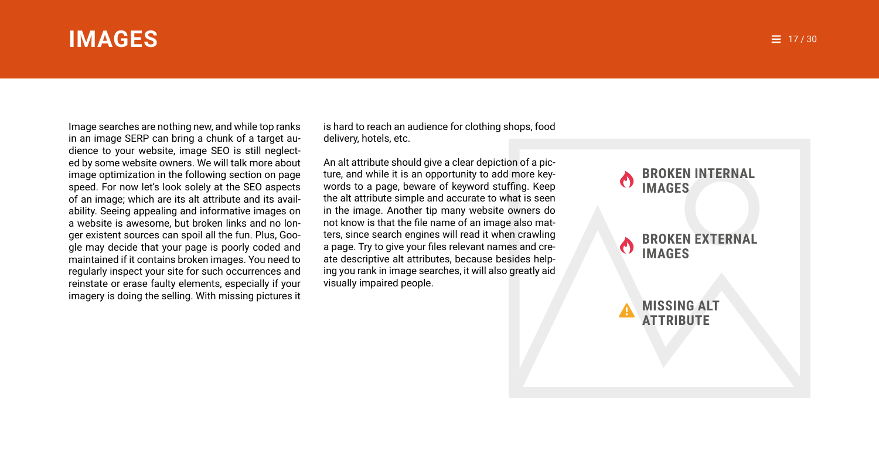# IMAGES

Image searches are nothing new, and while top ranks in an image SERP can bring a chunk of a target audience to your website, image SEO is still neglected by some website owners. We will talk more about image optimization in the following section on page speed. For now let's look solely at the SEO aspects of an image; which are its alt attribute and its availability. Seeing appealing and informative images on a website is awesome, but broken links and no longer existent sources can spoil all the fun. Plus, Google may decide that your page is poorly coded and maintained if it contains broken images. You need to regularly inspect your site for such occurrences and reinstate or erase faulty elements, especially if your imagery is doing the selling. With missing pictures it is hard to reach an audience for clothing shops, food delivery, hotels, etc.

An alt attribute should give a clear depiction of a picture, and while it is an opportunity to add more keywords to a page, beware of keyword stuffing. Keep the alt attribute simple and accurate to what is seen in the image. Another tip many website owners do not know is that the file name of an image also matters, since search engines will read it when crawling a page. Try to give your files relevant names and create descriptive alt attributes, because besides helping you rank in image searches, it will also greatly aid visually impaired people.

- **BROKEN INTERNAL IMAGES**
- **BROKEN EXTERNAL IMAGES**
- **MISSING ALT ATTRIBUTE**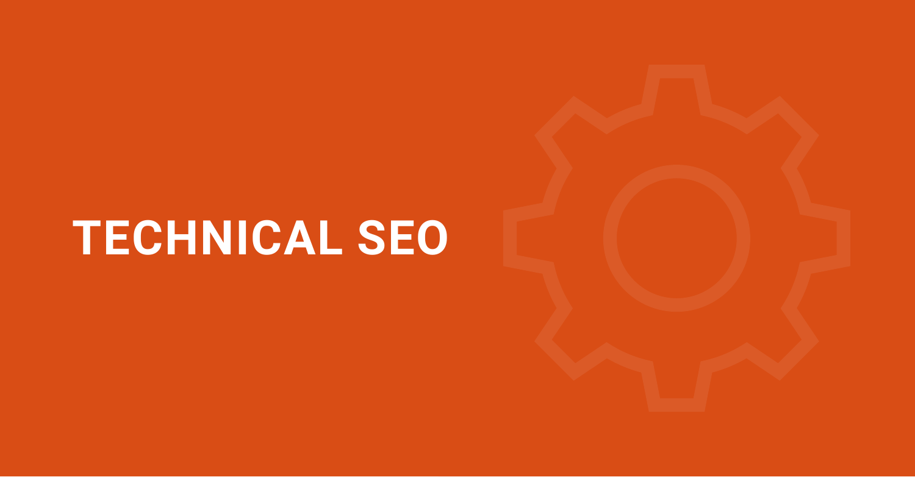# TECHNICAL SEO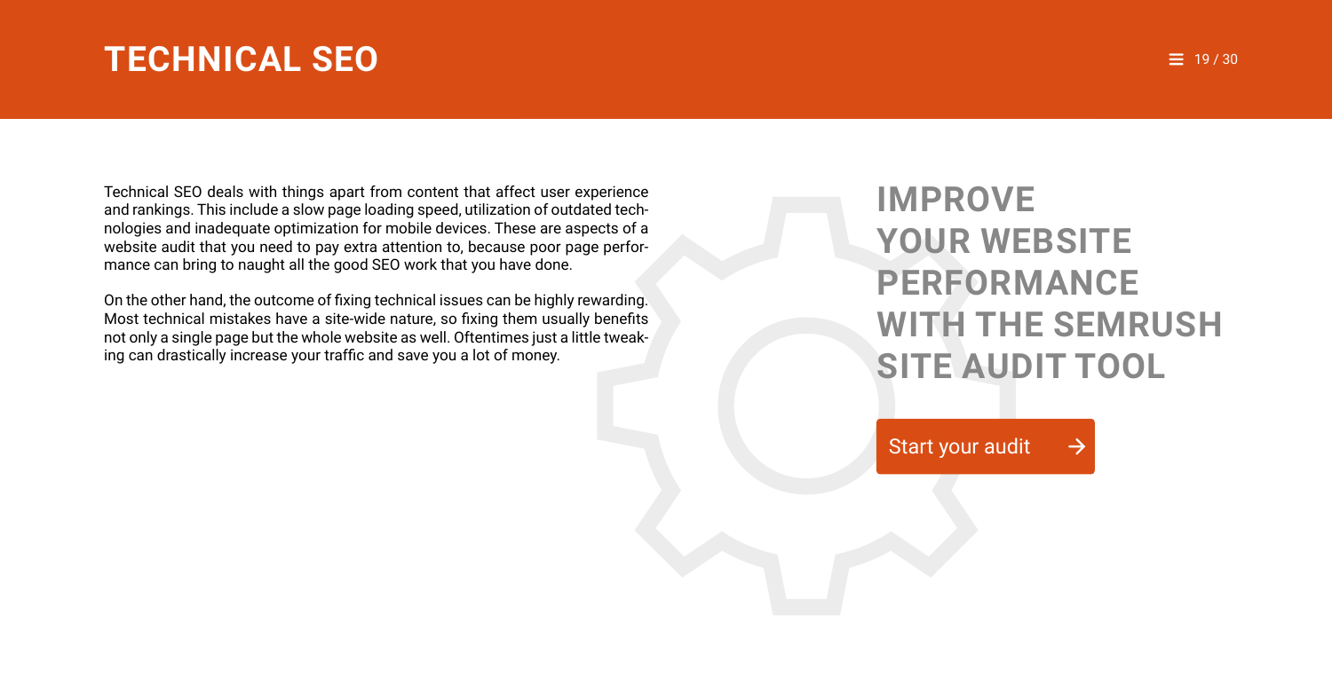# TECHNICAL SEO

Technical SEO deals with things apart from content that affect user experience and rankings. This include a slow page loading speed, utilization of outdated technologies and inadequate optimization for mobile devices. These are aspects of a website audit that you need to pay extra attention to, because poor page performance can bring to naught all the good SEO work that you have done.

On the other hand, the outcome of fixing technical issues can be highly rewarding. Most technical mistakes have a site-wide nature, so fixing them usually benefits not only a single page but the whole website as well. Oftentimes just a little tweaking can drastically increase your traffic and save you a lot of money.

## IMPROVE YOUR WEBSITE PERFORMANCE WITH THE SEMRUSH SITE AUDIT TOOL

Start your audit →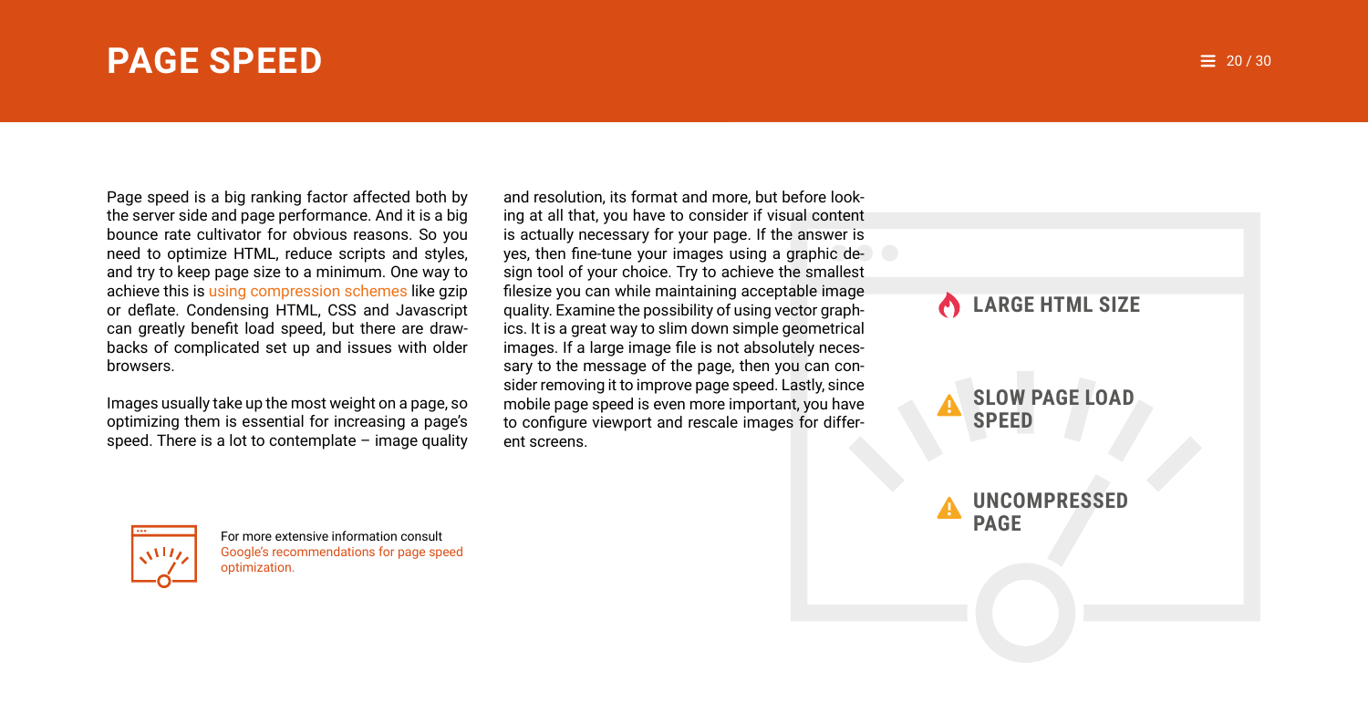# PAGE SPEED

Page speed is a big ranking factor affected both by the server side and page performance. And it is a big bounce rate cultivator for obvious reasons. So you need to optimize HTML, reduce scripts and styles, and try to keep page size to a minimum. One way to achieve this is using compression schemes like gzip or deflate. Condensing HTML, CSS and Javascript can greatly benefit load speed, but there are drawbacks of complicated set up and issues with older browsers.

Images usually take up the most weight on a page, so optimizing them is essential for increasing a page's speed. There is a lot to contemplate – image quality and resolution, its format and more, but before looking at all that, you have to consider if visual content is actually necessary for your page. If the answer is yes, then fine-tune your images using a graphic design tool of your choice. Try to achieve the smallest filesize you can while maintaining acceptable image quality. Examine the possibility of using vector graphics. It is a great way to slim down simple geometrical images. If a large image file is not absolutely necessary to the message of the page, then you can consider removing it to improve page speed. Lastly, since mobile page speed is even more important, you have to configure viewport and rescale images for different screens.

**LARGE HTML SIZE**

**SLOW PAGE LOAD SPEED**

**UNCOMPRESSED PAGE**

For more extensive information consult Google's recommendations for page speed optimization.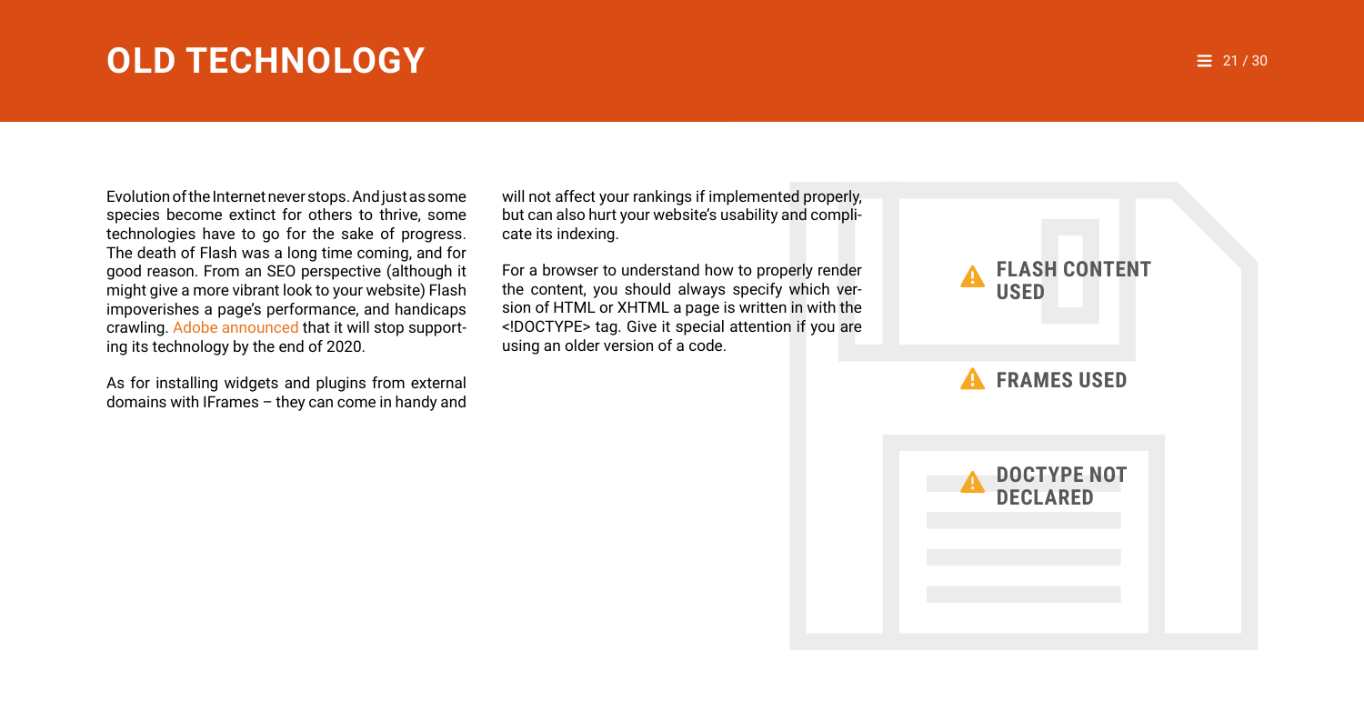# OLD TECHNOLOGY

Evolution of the Internet never stops. And just as some species become extinct for others to thrive, some technologies have to go for the sake of progress. The death of Flash was a long time coming, and for good reason. From an SEO perspective (although it might give a more vibrant look to your website) Flash impoverishes a page's performance, and handicaps crawling. Adobe announced that it will stop supporting its technology by the end of 2020.

As for installing widgets and plugins from external domains with IFrames – they can come in handy and will not affect your rankings if implemented properly, but can also hurt your website's usability and complicate its indexing.

For a browser to understand how to properly render the content, you should always specify which version of HTML or XHTML a page is written in with the <!DOCTYPE> tag. Give it special attention if you are using an older version of a code.

**FLASH CONTENT USED**

**FRAMES USED**

**DOCTYPE NOT DECLARED**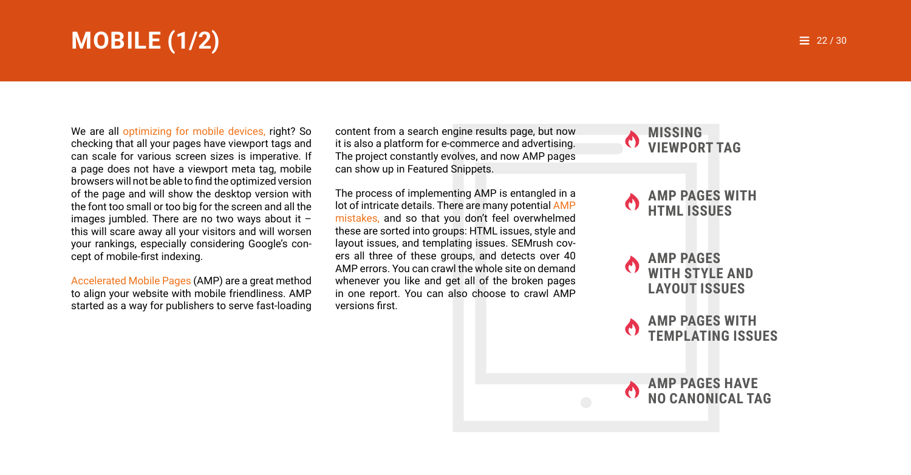# MOBILE (1/2)

We are all optimizing for mobile devices, right? So checking that all your pages have viewport tags and can scale for various screen sizes is imperative. If a page does not have a viewport meta tag, mobile browsers will not be able to find the optimized version of the page and will show the desktop version with the font too small or too big for the screen and all the images jumbled. There are no two ways about it – this will scare away all your visitors and will worsen your rankings, especially considering Google's concept of mobile-first indexing.

Accelerated Mobile Pages (AMP) are a great method to align your website with mobile friendliness. AMP started as a way for publishers to serve fast-loading content from a search engine results page, but now it is also a platform for e-commerce and advertising. The project constantly evolves, and now AMP pages can show up in Featured Snippets.

The process of implementing AMP is entangled in a lot of intricate details. There are many potential AMP mistakes, and so that you don't feel overwhelmed these are sorted into groups: HTML issues, style and layout issues, and templating issues. SEMrush covers all three of these groups, and detects over 40 AMP errors. You can crawl the whole site on demand whenever you like and get all of the broken pages in one report. You can also choose to crawl AMP versions first.

- **MISSING VIEWPORT TAG**
- **AMP PAGES WITH HTML ISSUES**
- **AMP PAGES WITH STYLE AND LAYOUT ISSUES**
- **AMP PAGES WITH TEMPLATING ISSUES**
- **AMP PAGES HAVE NO CANONICAL TAG**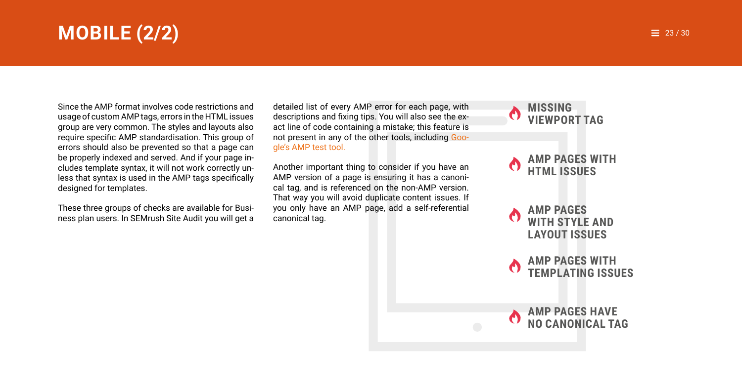# MOBILE (2/2)

Since the AMP format involves code restrictions and usage of custom AMP tags, errors in the HTML issues group are very common. The styles and layouts also require specific AMP standardisation. This group of errors should also be prevented so that a page can be properly indexed and served. And if your page includes template syntax, it will not work correctly unless that syntax is used in the AMP tags specifically designed for templates.

These three groups of checks are available for Business plan users. In SEMrush Site Audit you will get a detailed list of every AMP error for each page, with descriptions and fixing tips. You will also see the exact line of code containing a mistake; this feature is not present in any of the other tools, including Google's AMP test tool.

Another important thing to consider if you have an AMP version of a page is ensuring it has a canonical tag, and is referenced on the non-AMP version. That way you will avoid duplicate content issues. If you only have an AMP page, add a self-referential canonical tag.

- **MISSING VIEWPORT TAG**
- **AMP PAGES WITH HTML ISSUES**
- **AMP PAGES WITH STYLE AND LAYOUT ISSUES**
- **AMP PAGES WITH TEMPLATING ISSUES**
- **AMP PAGES HAVE NO CANONICAL TAG**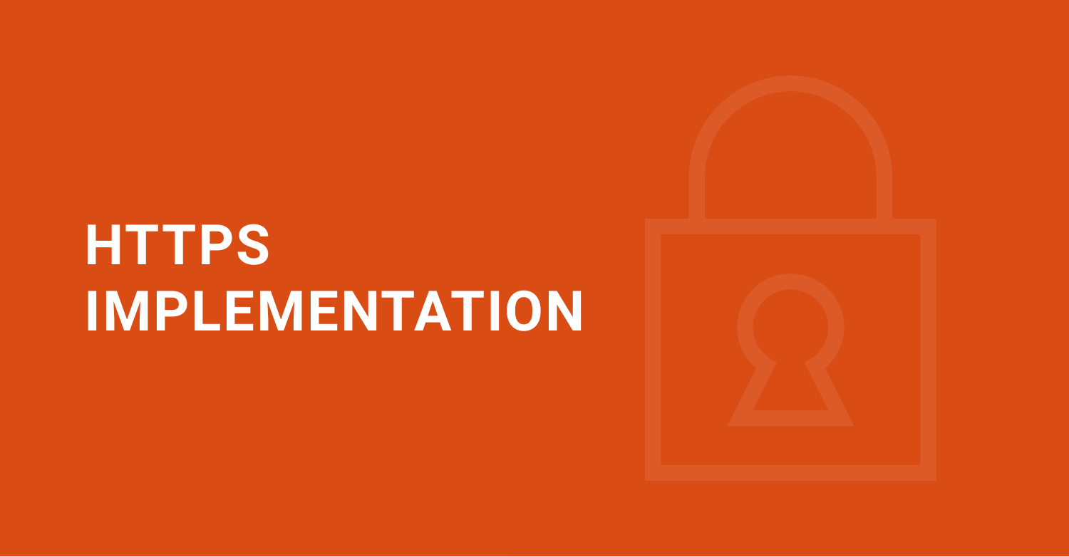# HTTPS IMPLEMENTATION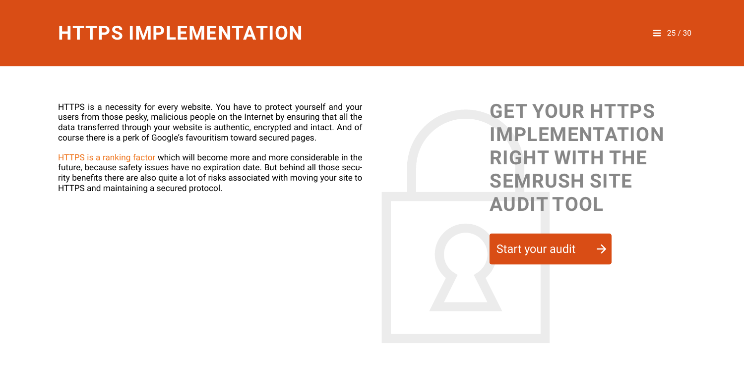# HTTPS IMPLEMENTATION

HTTPS is a necessity for every website. You have to protect yourself and your users from those pesky, malicious people on the Internet by ensuring that all the data transferred through your website is authentic, encrypted and intact. And of course there is a perk of Google's favouritism toward secured pages.

HTTPS is a ranking factor which will become more and more considerable in the future, because safety issues have no expiration date. But behind all those security benefits there are also quite a lot of risks associated with moving your site to HTTPS and maintaining a secured protocol.

## GET YOUR HTTPS IMPLEMENTATION RIGHT WITH THE SEMRUSH SITE AUDIT TOOL

Start your audit →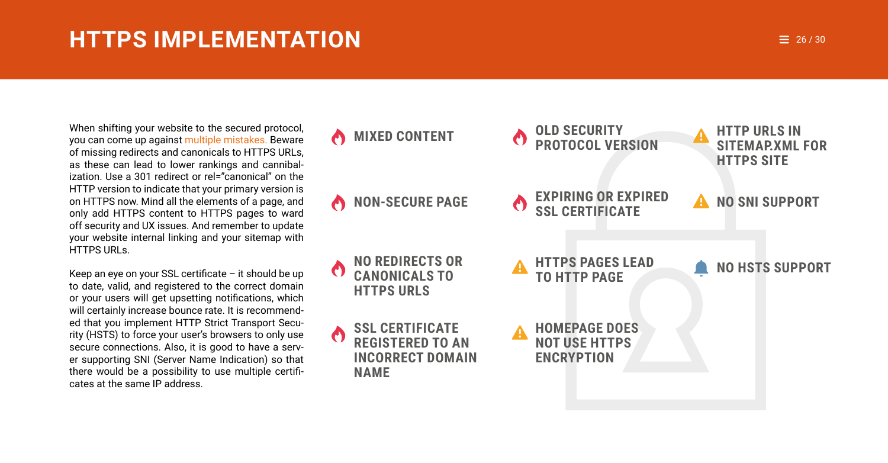# HTTPS IMPLEMENTATION

When shifting your website to the secured protocol, you can come up against multiple mistakes. Beware of missing redirects and canonicals to HTTPS URLs, as these can lead to lower rankings and cannibalization. Use a 301 redirect or rel="canonical" on the HTTP version to indicate that your primary version is on HTTPS now. Mind all the elements of a page, and only add HTTPS content to HTTPS pages to ward off security and UX issues. And remember to update your website internal linking and your sitemap with HTTPS URLs.

Keep an eye on your SSL certificate – it should be up to date, valid, and registered to the correct domain or your users will get upsetting notifications, which will certainly increase bounce rate. It is recommended that you implement HTTP Strict Transport Security (HSTS) to force your user's browsers to only use secure connections. Also, it is good to have a server supporting SNI (Server Name Indication) so that there would be a possibility to use multiple certificates at the same IP address.

- **MIXED CONTENT**
- **NON-SECURE PAGE**
- **NO REDIRECTS OR CANONICALS TO HTTPS URLS**
- **SSL CERTIFICATE REGISTERED TO AN INCORRECT DOMAIN NAME**
- **OLD SECURITY PROTOCOL VERSION**
- **EXPIRING OR EXPIRED SSL CERTIFICATE**
- **HTTPS PAGES LEAD TO HTTP PAGE**
- **HOMEPAGE DOES NOT USE HTTPS ENCRYPTION**
- **HTTP URLS IN SITEMAP.XML FOR HTTPS SITE**
- **NO SNI SUPPORT**
- **NO HSTS SUPPORT**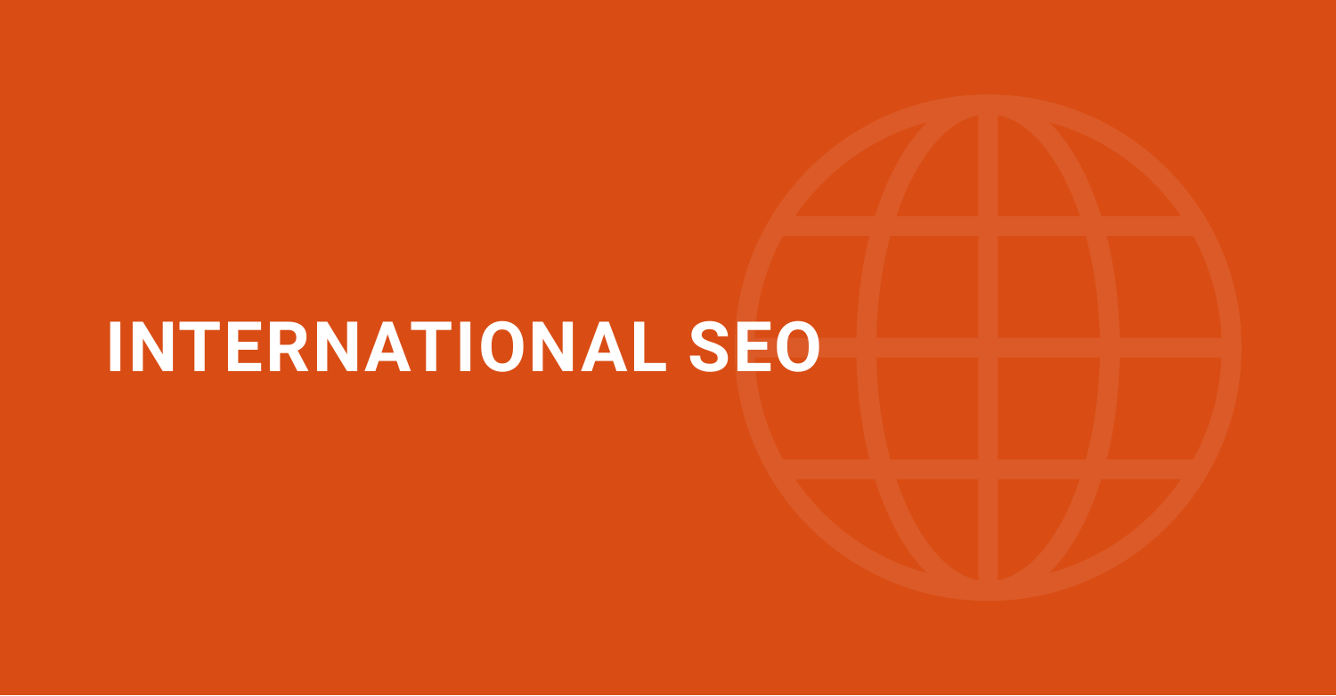# INTERNATIONAL SEO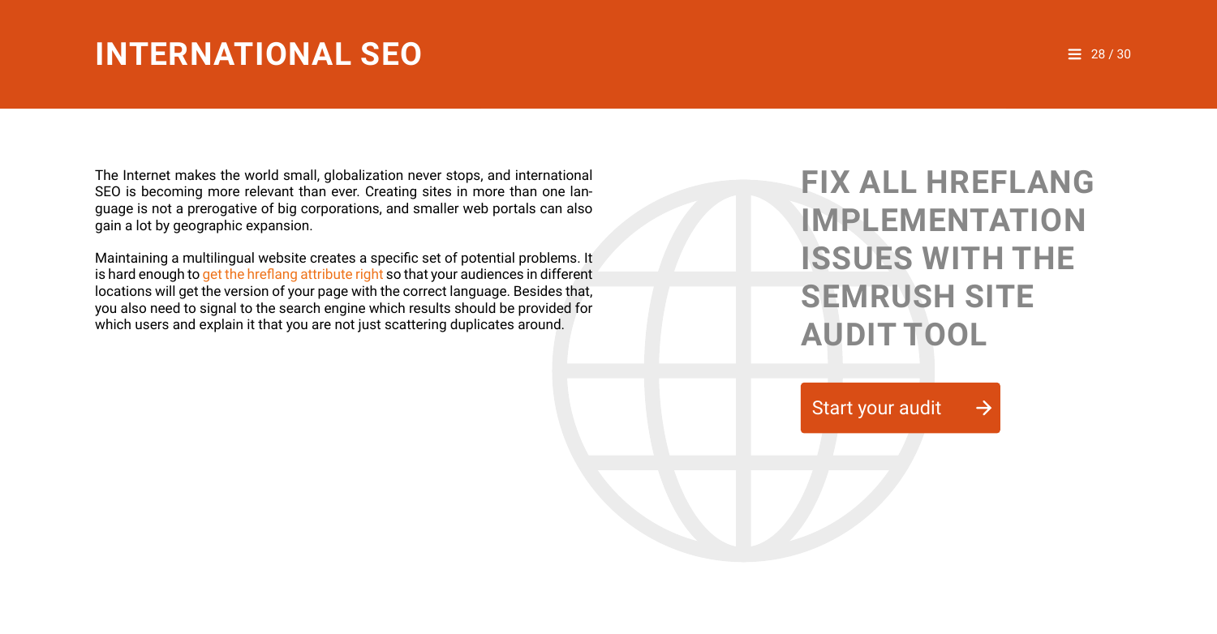# INTERNATIONAL SEO

The Internet makes the world small, globalization never stops, and international SEO is becoming more relevant than ever. Creating sites in more than one language is not a prerogative of big corporations, and smaller web portals can also gain a lot by geographic expansion.

Maintaining a multilingual website creates a specific set of potential problems. It is hard enough to get the hreflang attribute right so that your audiences in different locations will get the version of your page with the correct language. Besides that, you also need to signal to the search engine which results should be provided for which users and explain it that you are not just scattering duplicates around.

## FIX ALL HREFLANG IMPLEMENTATION ISSUES WITH THE SEMRUSH SITE AUDIT TOOL

Start your audit →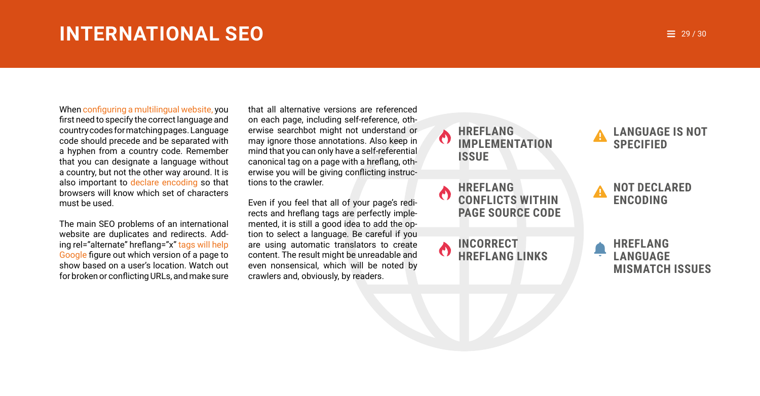# INTERNATIONAL SEO

When configuring a multilingual website, you first need to specify the correct language and country codes for matching pages. Language code should precede and be separated with a hyphen from a country code. Remember that you can designate a language without a country, but not the other way around. It is also important to declare encoding so that browsers will know which set of characters must be used.

The main SEO problems of an international website are duplicates and redirects. Adding rel="alternate" hreflang="x" tags will help Google figure out which version of a page to show based on a user's location. Watch out for broken or conflicting URLs, and make sure that all alternative versions are referenced on each page, including self-reference, otherwise searchbot might not understand or may ignore those annotations. Also keep in mind that you can only have a self-referential canonical tag on a page with a hreflang, otherwise you will be giving conflicting instructions to the crawler.

Even if you feel that all of your page's redirects and hreflang tags are perfectly implemented, it is still a good idea to add the option to select a language. Be careful if you are using automatic translators to create content. The result might be unreadable and even nonsensical, which will be noted by crawlers and, obviously, by readers.

- **HREFLANG IMPLEMENTATION ISSUE**
- **HREFLANG CONFLICTS WITHIN PAGE SOURCE CODE**
- **INCORRECT HREFLANG LINKS**
- **LANGUAGE IS NOT SPECIFIED**
- **NOT DECLARED ENCODING**
- **HREFLANG LANGUAGE MISMATCH ISSUES**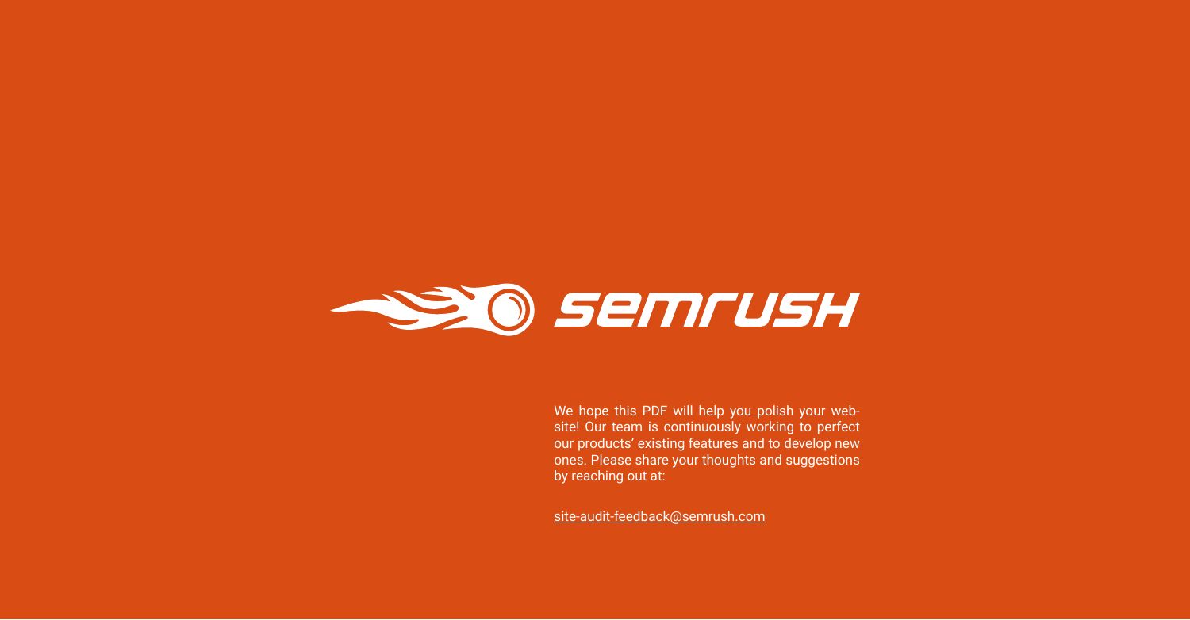We hope this PDF will help you polish your website! Our team is continuously working to perfect our products' existing features and to develop new ones. Please share your thoughts and suggestions by reaching out at:

site-audit-feedback@semrush.com